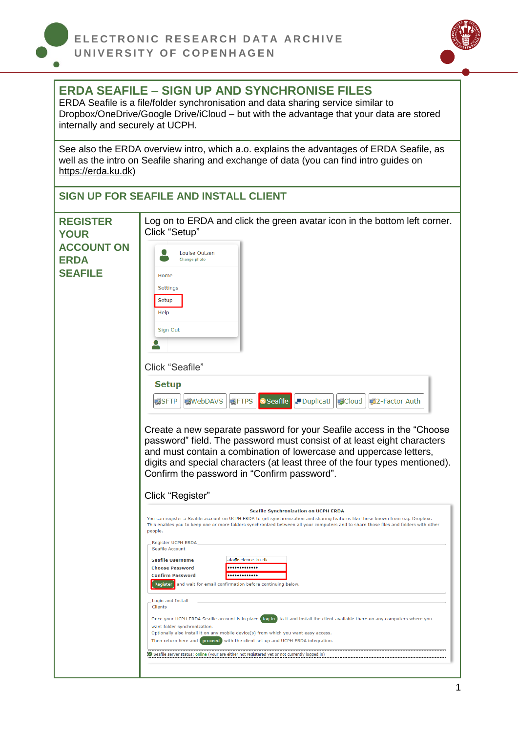# ERDA SEAFILE – SIGN UP AND SYNCHRONISE FILES

ERDA Seafile is a file/folder synchronisation and data sharing service similar to Dropbox/OneDrive/Google Drive/iCloud – but with the advantage that your data are stored internally and securely at UCPH.

See also the ERDA overview intro, which a.o. explains the advantages of ERDA Seafile, as well as the intro on Seafile sharing and exchange of data (you can find intro guides on https://erda.ku.dk)

## SIGN UP FOR SEAFILE AND INSTALL CLIENT

### REGISTER YOUR ACCOUNT ON ERDA SEAFILE

Log on to ERDA and click the green avatar icon in the bottom left corner. Click "Setup"

Click "Seafile"

Create a new separate password for your Seafile access in the "Choose password" field. The password must consist of at least eight characters and must contain a combination of lowercase and uppercase letters, digits and special characters (at least three of the four types mentioned). Confirm the password in "Confirm password".

Click "Register"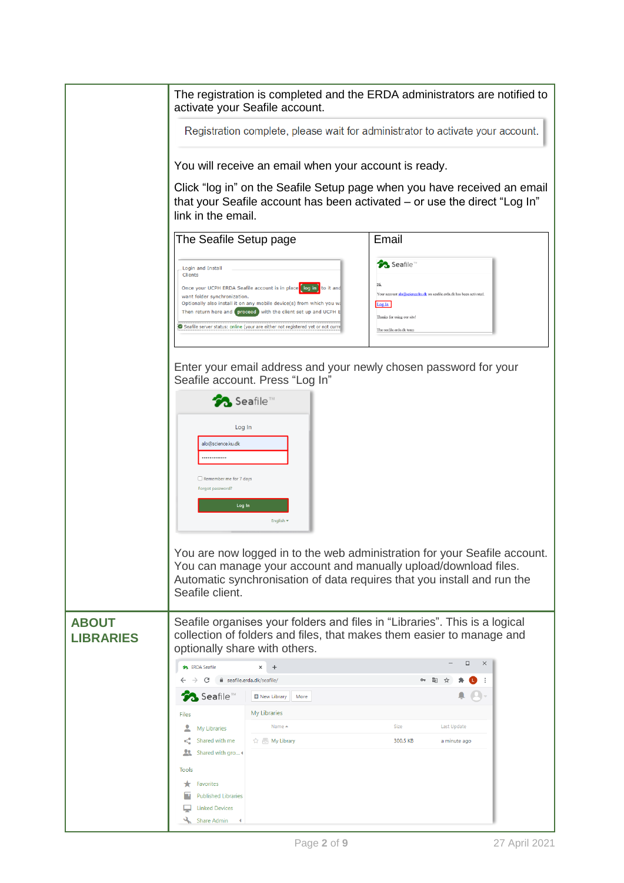| | |
|---|---|
| | The registration is completed and the ERDA administrators are notified to activate your Seafile account.<br><br>Registration complete, please wait for administrator to activate your account.<br><br>You will receive an email when your account is ready.<br><br>Click "log in" on the Seafile Setup page when you have received an email that your Seafile account has been activated – or use the direct "Log In" link in the email.<br><br>The Seafile Setup page / Email<br><br>Enter your email address and your newly chosen password for your Seafile account. Press "Log In"<br><br>You are now logged in to the web administration for your Seafile account. You can manage your account and manually upload/download files. Automatic synchronisation of data requires that you install and run the Seafile client. |
| **ABOUT LIBRARIES** | Seafile organises your folders and files in "Libraries". This is a logical collection of folders and files, that makes them easier to manage and optionally share with others. |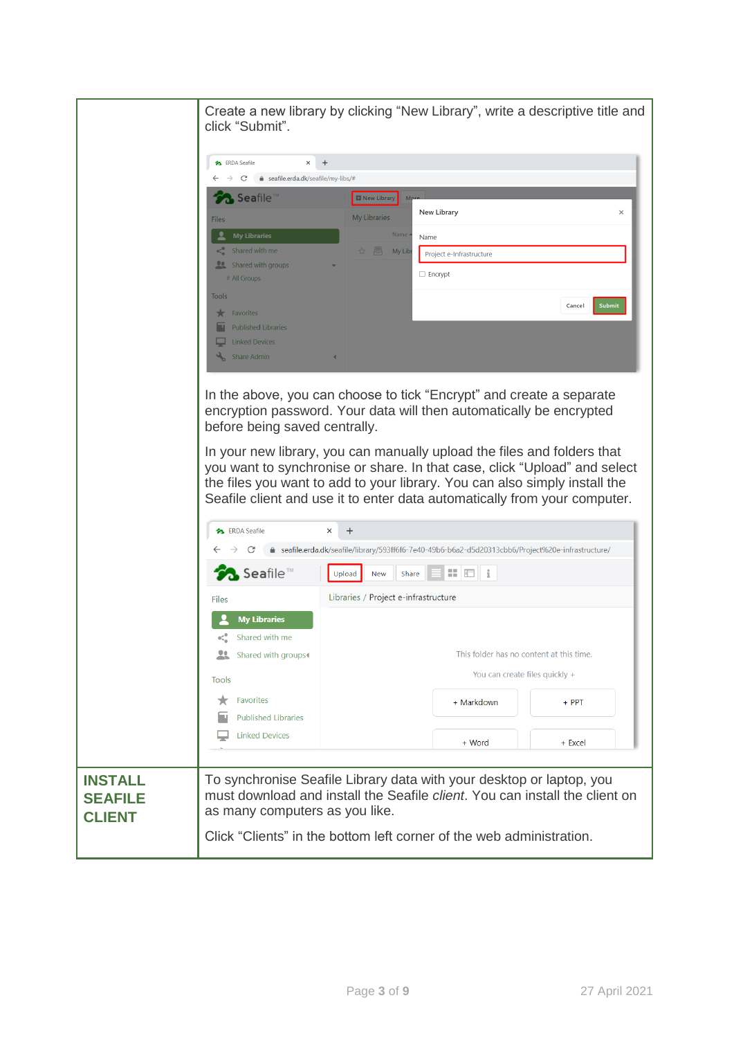| | |
|---|---|
| | Create a new library by clicking “New Library”, write a descriptive title and click “Submit”.<br><br>In the above, you can choose to tick “Encrypt” and create a separate encryption password. Your data will then automatically be encrypted before being saved centrally.<br><br>In your new library, you can manually upload the files and folders that you want to synchronise or share. In that case, click “Upload” and select the files you want to add to your library. You can also simply install the Seafile client and use it to enter data automatically from your computer. |
| **INSTALL SEAFILE CLIENT** | To synchronise Seafile Library data with your desktop or laptop, you must download and install the Seafile *client*. You can install the client on as many computers as you like.<br><br>Click “Clients” in the bottom left corner of the web administration. |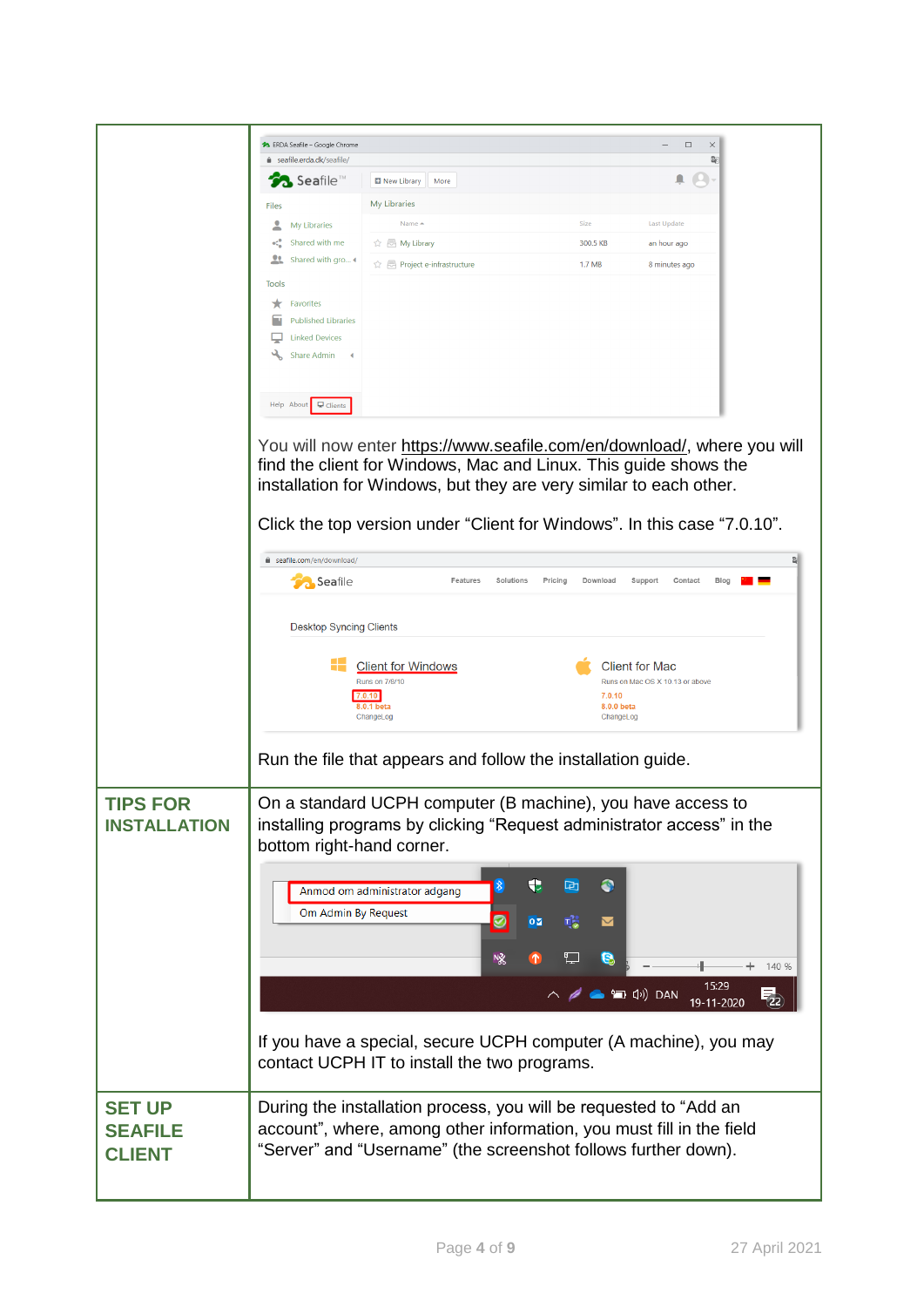| | |
|---|---|
| | You will now enter https://www.seafile.com/en/download/, where you will find the client for Windows, Mac and Linux. This guide shows the installation for Windows, but they are very similar to each other.<br><br>Click the top version under “Client for Windows”. In this case “7.0.10”.<br><br>Run the file that appears and follow the installation guide. |
| **TIPS FOR INSTALLATION** | On a standard UCPH computer (B machine), you have access to installing programs by clicking “Request administrator access” in the bottom right-hand corner.<br><br>If you have a special, secure UCPH computer (A machine), you may contact UCPH IT to install the two programs. |
| **SET UP SEAFILE CLIENT** | During the installation process, you will be requested to “Add an account”, where, among other information, you must fill in the field “Server” and “Username” (the screenshot follows further down). |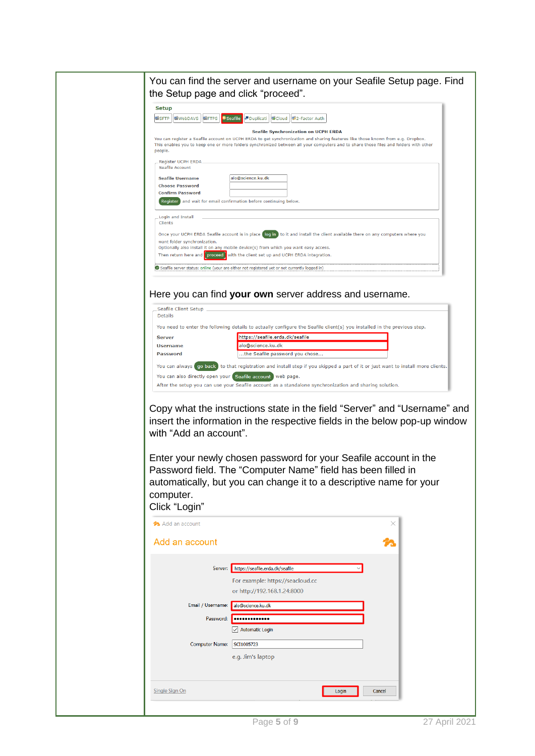You can find the server and username on your Seafile Setup page. Find the Setup page and click “proceed”.

**Setup**

SFTP | WebDAVS | FTPS | Seafile | Duplicati | Cloud | 2-Factor Auth

**Seafile Synchronization on UCPH ERDA**

You can register a Seafile account on UCPH ERDA to get synchronization and sharing features like those known from e.g. Dropbox. This enables you to keep one or more folders synchronized between all your computers and to share those files and folders with other people.

Register UCPH ERDA
Seafile Account

**Seafile Username** alo@science.ku.dk
**Choose Password**
**Confirm Password**

Register and wait for email confirmation before continuing below.

Login and Install
Clients

Once your UCPH ERDA Seafile account is in place log in to it and install the client available there on any computers where you want folder synchronization.
Optionally also install it on any mobile device(s) from which you want easy access.
Then return here and proceed with the client set up and UCPH ERDA integration.

Seafile server status: online (your are either not registered yet or not currently logged in)

Here you can find **your own** server address and username.

Seafile Client Setup
Details

You need to enter the following details to actually configure the Seafile client(s) you installed in the previous step.

**Server** https://seafile.erda.dk/seafile
**Username** alo@science.ku.dk
**Password** ...the Seafile password you chose...

You can always go back to that registration and install step if you skipped a part of it or just want to install more clients.
You can also directly open your Seafile account web page.
After the setup you can use your Seafile account as a standalone synchronization and sharing solution.

Copy what the instructions state in the field “Server” and “Username” and insert the information in the respective fields in the below pop-up window with “Add an account”.

Enter your newly chosen password for your Seafile account in the Password field. The “Computer Name” field has been filled in automatically, but you can change it to a descriptive name for your computer.
Click “Login”

Add an account

**Add an account**

Server: https://seafile.erda.dk/seafile
For example: https://seacloud.cc
or http://192.168.1.24:8000

Email / Username: alo@science.ku.dk
Password: •••••••••••••
☑ Automatic Login

Computer Name: SCI1005723
e.g. Jim's laptop

Single Sign On | Login | Cancel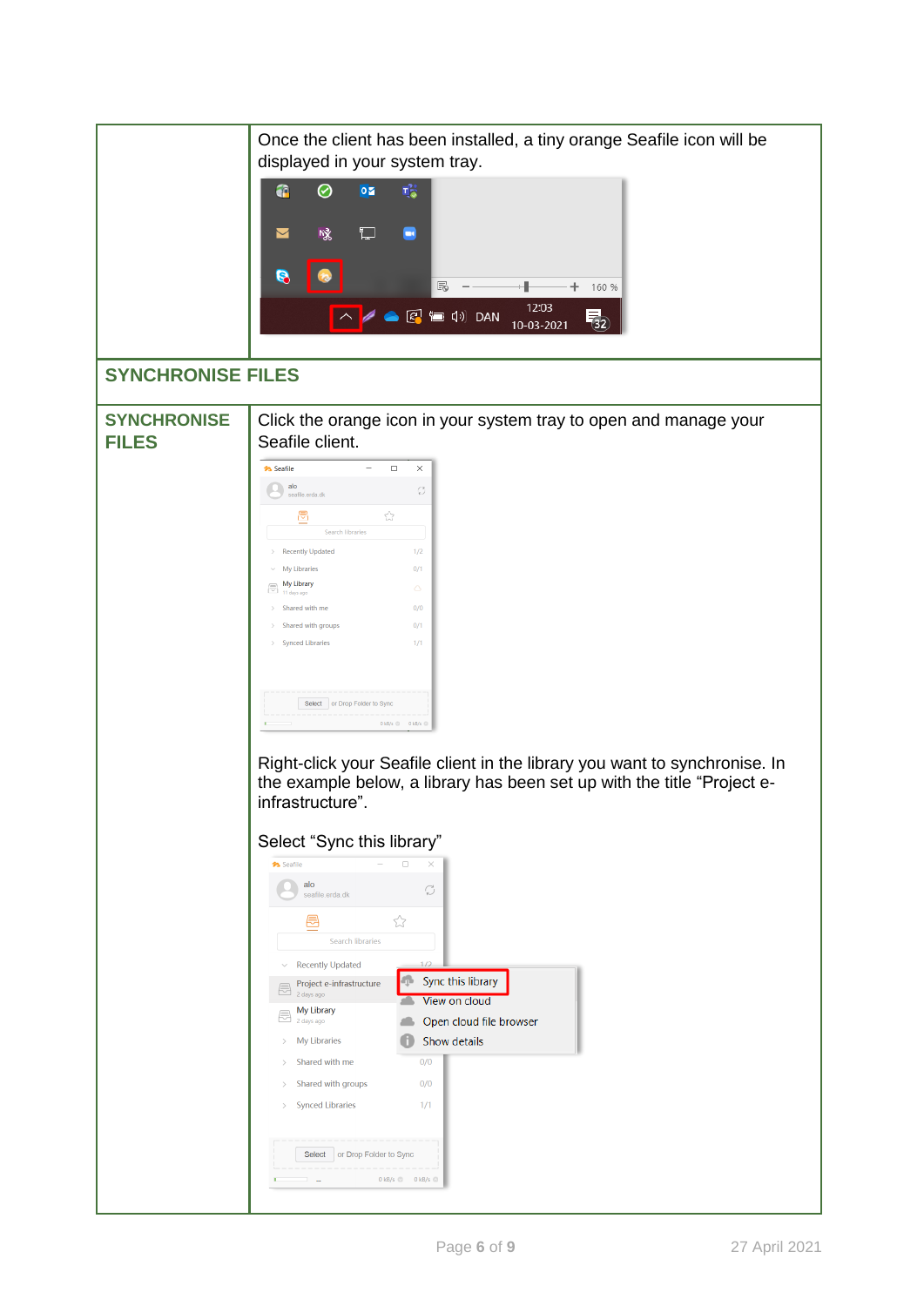| | |
|---|---|
| | Once the client has been installed, a tiny orange Seafile icon will be displayed in your system tray. |

**SYNCHRONISE FILES**

| | |
|---|---|
| **SYNCHRONISE FILES** | Click the orange icon in your system tray to open and manage your Seafile client.<br><br>Right-click your Seafile client in the library you want to synchronise. In the example below, a library has been set up with the title "Project e-infrastructure".<br><br>Select "Sync this library" |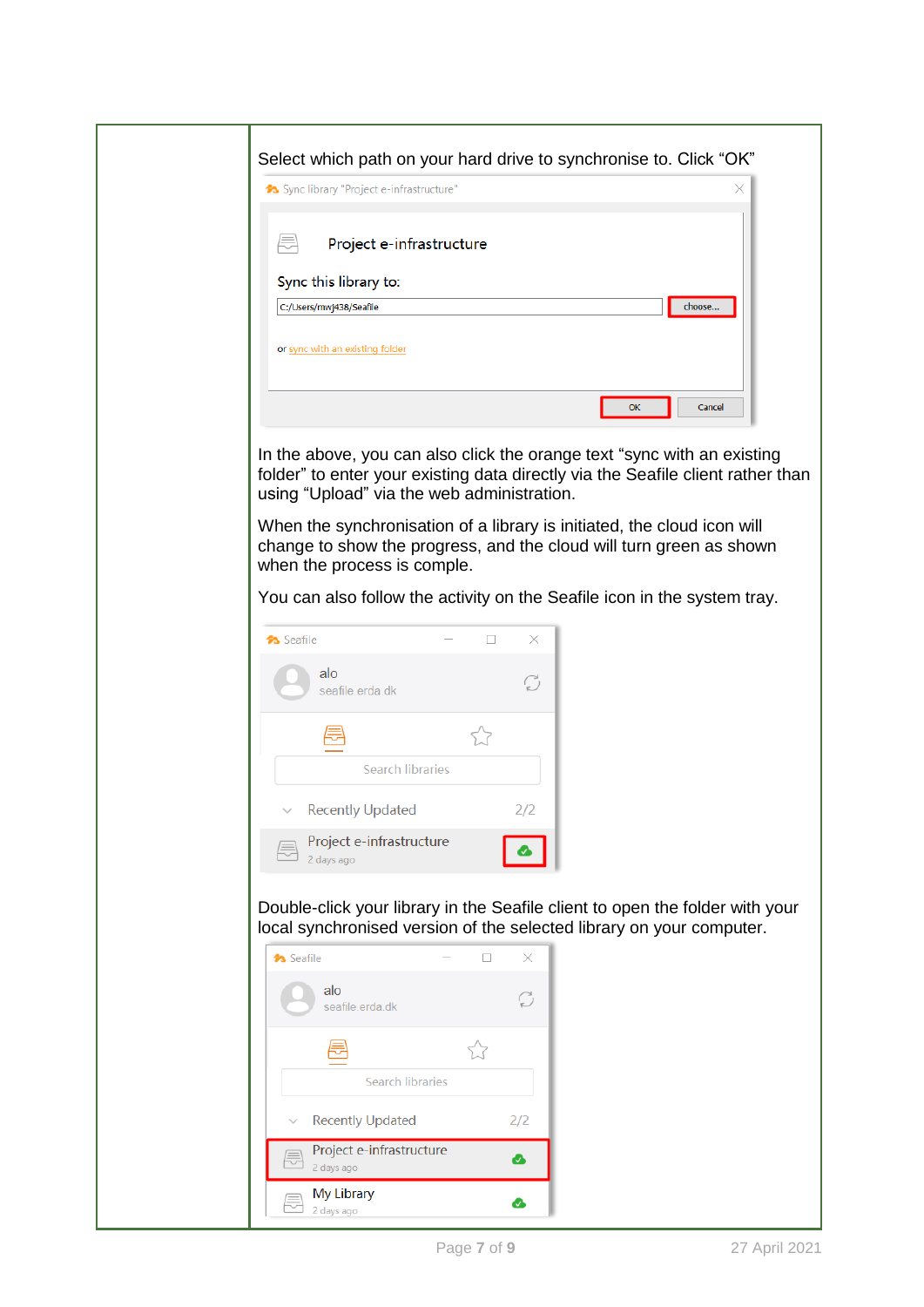Select which path on your hard drive to synchronise to. Click “OK”

In the above, you can also click the orange text “sync with an existing folder” to enter your existing data directly via the Seafile client rather than using “Upload” via the web administration.

When the synchronisation of a library is initiated, the cloud icon will change to show the progress, and the cloud will turn green as shown when the process is comple.

You can also follow the activity on the Seafile icon in the system tray.

Double-click your library in the Seafile client to open the folder with your local synchronised version of the selected library on your computer.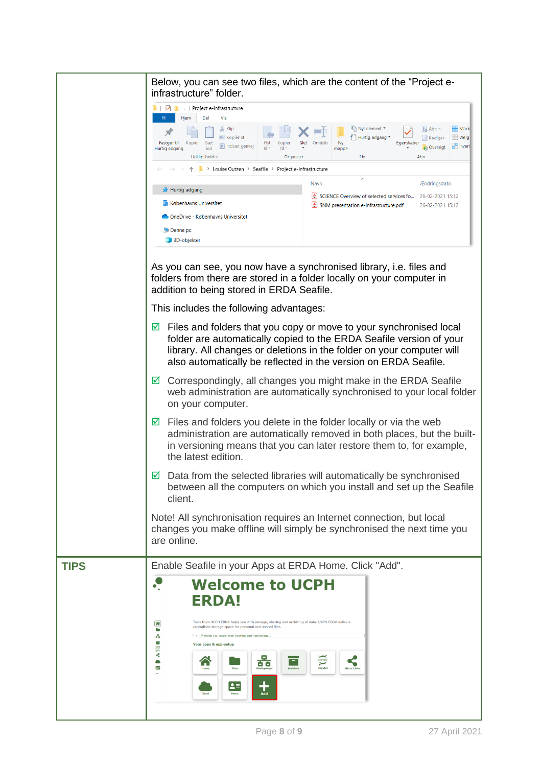| | |
|---|---|
| | Below, you can see two files, which are the content of the “Project e-infrastructure” folder.<br><br>As you can see, you now have a synchronised library, i.e. files and folders from there are stored in a folder locally on your computer in addition to being stored in ERDA Seafile.<br><br>This includes the following advantages:<br><br>☑ Files and folders that you copy or move to your synchronised local folder are automatically copied to the ERDA Seafile version of your library. All changes or deletions in the folder on your computer will also automatically be reflected in the version on ERDA Seafile.<br><br>☑ Correspondingly, all changes you might make in the ERDA Seafile web administration are automatically synchronised to your local folder on your computer.<br><br>☑ Files and folders you delete in the folder locally or via the web administration are automatically removed in both places, but the built-in versioning means that you can later restore them to, for example, the latest edition.<br><br>☑ Data from the selected libraries will automatically be synchronised between all the computers on which you install and set up the Seafile client.<br><br>Note! All synchronisation requires an Internet connection, but local changes you make offline will simply be synchronised the next time you are online. |
| **TIPS** | Enable Seafile in your Apps at ERDA Home. Click "Add". |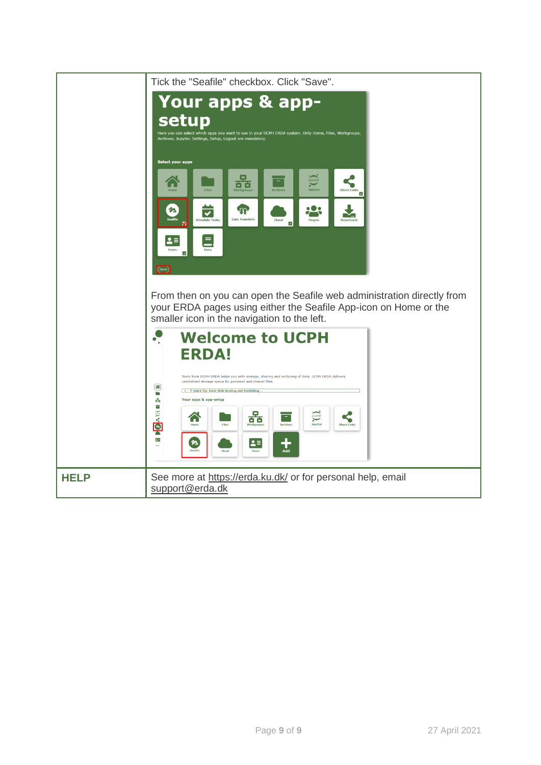| | |
|---|---|
| | Tick the "Seafile" checkbox. Click "Save".<br><br>From then on you can open the Seafile web administration directly from your ERDA pages using either the Seafile App-icon on Home or the smaller icon in the navigation to the left. |
| **HELP** | See more at https://erda.ku.dk/ or for personal help, email support@erda.dk |